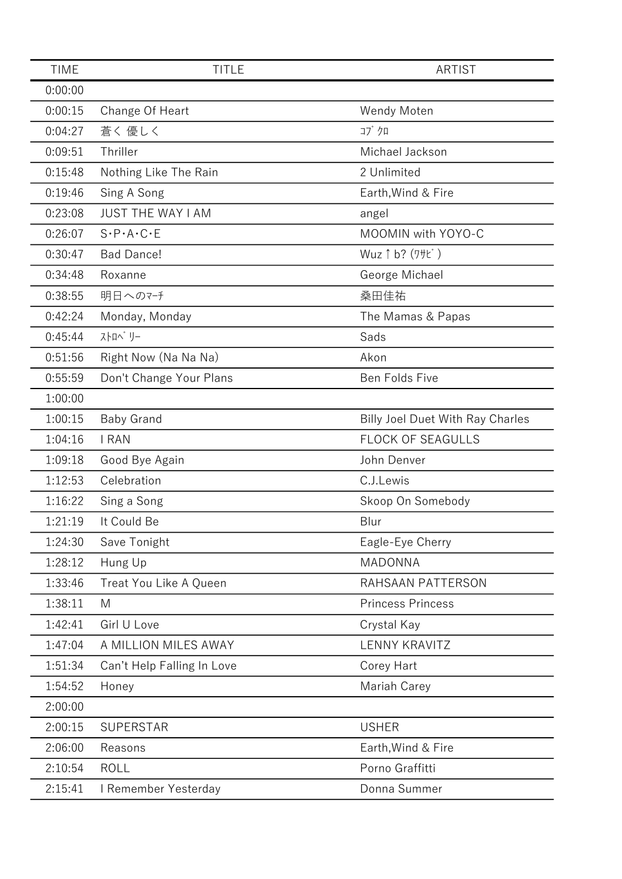| TIME | TITLE | ARTIST |
| --- | --- | --- |
| 0:00:00 | | |
| 0:00:15 | Change Of Heart | Wendy Moten |
| 0:04:27 | 蒼く 優しく | ｺﾌﾞｸﾛ |
| 0:09:51 | Thriller | Michael Jackson |
| 0:15:48 | Nothing Like The Rain | 2 Unlimited |
| 0:19:46 | Sing A Song | Earth,Wind & Fire |
| 0:23:08 | JUST THE WAY I AM | angel |
| 0:26:07 | S･P･A･C･E | MOOMIN with YOYO-C |
| 0:30:47 | Bad Dance! | Wuz↑b? (ﾜｻﾋﾞ) |
| 0:34:48 | Roxanne | George Michael |
| 0:38:55 | 明日へのﾏｰﾁ | 桑田佳祐 |
| 0:42:24 | Monday, Monday | The Mamas & Papas |
| 0:45:44 | ｽﾄﾛﾍﾞﾘｰ | Sads |
| 0:51:56 | Right Now (Na Na Na) | Akon |
| 0:55:59 | Don't Change Your Plans | Ben Folds Five |
| 1:00:00 | | |
| 1:00:15 | Baby Grand | Billy Joel Duet With Ray Charles |
| 1:04:16 | I RAN | FLOCK OF SEAGULLS |
| 1:09:18 | Good Bye Again | John Denver |
| 1:12:53 | Celebration | C.J.Lewis |
| 1:16:22 | Sing a Song | Skoop On Somebody |
| 1:21:19 | It Could Be | Blur |
| 1:24:30 | Save Tonight | Eagle-Eye Cherry |
| 1:28:12 | Hung Up | MADONNA |
| 1:33:46 | Treat You Like A Queen | RAHSAAN PATTERSON |
| 1:38:11 | M | Princess Princess |
| 1:42:41 | Girl U Love | Crystal Kay |
| 1:47:04 | A MILLION MILES AWAY | LENNY KRAVITZ |
| 1:51:34 | Can't Help Falling In Love | Corey Hart |
| 1:54:52 | Honey | Mariah Carey |
| 2:00:00 | | |
| 2:00:15 | SUPERSTAR | USHER |
| 2:06:00 | Reasons | Earth,Wind & Fire |
| 2:10:54 | ROLL | Porno Graffitti |
| 2:15:41 | I Remember Yesterday | Donna Summer |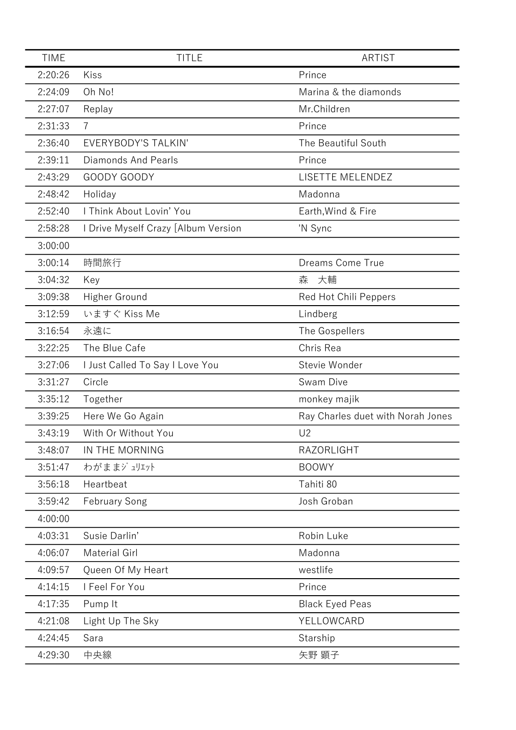| TIME | TITLE | ARTIST |
|---|---|---|
| 2:20:26 | Kiss | Prince |
| 2:24:09 | Oh No! | Marina & the diamonds |
| 2:27:07 | Replay | Mr.Children |
| 2:31:33 | 7 | Prince |
| 2:36:40 | EVERYBODY'S TALKIN' | The Beautiful South |
| 2:39:11 | Diamonds And Pearls | Prince |
| 2:43:29 | GOODY GOODY | LISETTE MELENDEZ |
| 2:48:42 | Holiday | Madonna |
| 2:52:40 | I Think About Lovin' You | Earth,Wind & Fire |
| 2:58:28 | I Drive Myself Crazy [Album Version | 'N Sync |
| 3:00:00 | | |
| 3:00:14 | 時間旅行 | Dreams Come True |
| 3:04:32 | Key | 森　大輔 |
| 3:09:38 | Higher Ground | Red Hot Chili Peppers |
| 3:12:59 | いますぐ Kiss Me | Lindberg |
| 3:16:54 | 永遠に | The Gospellers |
| 3:22:25 | The Blue Cafe | Chris Rea |
| 3:27:06 | I Just Called To Say I Love You | Stevie Wonder |
| 3:31:27 | Circle | Swam Dive |
| 3:35:12 | Together | monkey majik |
| 3:39:25 | Here We Go Again | Ray Charles duet with Norah Jones |
| 3:43:19 | With Or Without You | U2 |
| 3:48:07 | IN THE MORNING | RAZORLIGHT |
| 3:51:47 | わがままｼﾞｭﾘｴｯﾄ | BOOWY |
| 3:56:18 | Heartbeat | Tahiti 80 |
| 3:59:42 | February Song | Josh Groban |
| 4:00:00 | | |
| 4:03:31 | Susie Darlin' | Robin Luke |
| 4:06:07 | Material Girl | Madonna |
| 4:09:57 | Queen Of My Heart | westlife |
| 4:14:15 | I Feel For You | Prince |
| 4:17:35 | Pump It | Black Eyed Peas |
| 4:21:08 | Light Up The Sky | YELLOWCARD |
| 4:24:45 | Sara | Starship |
| 4:29:30 | 中央線 | 矢野 顕子 |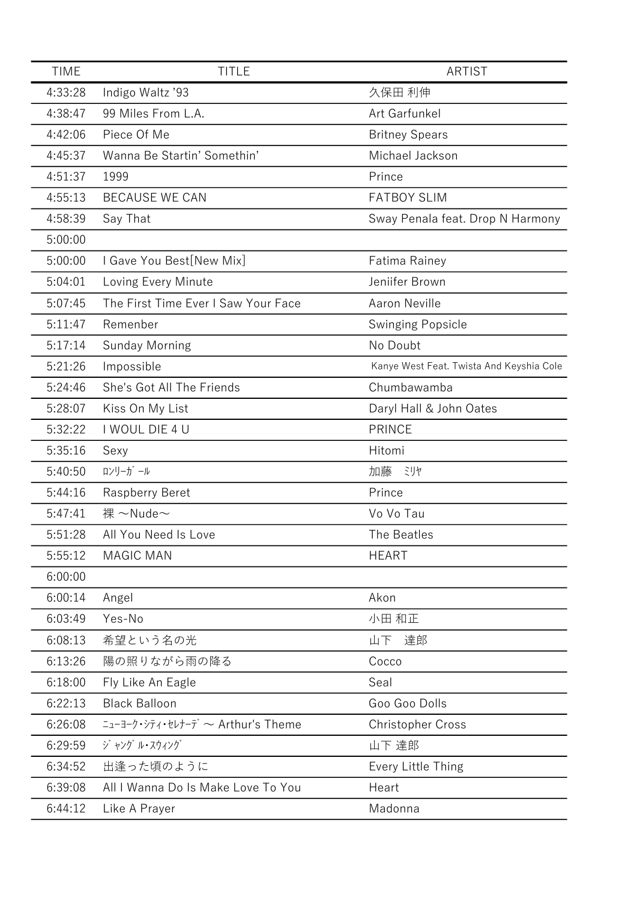| TIME | TITLE | ARTIST |
|---|---|---|
| 4:33:28 | Indigo Waltz '93 | 久保田 利伸 |
| 4:38:47 | 99 Miles From L.A. | Art Garfunkel |
| 4:42:06 | Piece Of Me | Britney Spears |
| 4:45:37 | Wanna Be Startin' Somethin' | Michael Jackson |
| 4:51:37 | 1999 | Prince |
| 4:55:13 | BECAUSE WE CAN | FATBOY SLIM |
| 4:58:39 | Say That | Sway Penala feat. Drop N Harmony |
| 5:00:00 | | |
| 5:00:00 | I Gave You Best[New Mix] | Fatima Rainey |
| 5:04:01 | Loving Every Minute | Jeniifer Brown |
| 5:07:45 | The First Time Ever I Saw Your Face | Aaron Neville |
| 5:11:47 | Remenber | Swinging Popsicle |
| 5:17:14 | Sunday Morning | No Doubt |
| 5:21:26 | Impossible | Kanye West Feat. Twista And Keyshia Cole |
| 5:24:46 | She's Got All The Friends | Chumbawamba |
| 5:28:07 | Kiss On My List | Daryl Hall & John Oates |
| 5:32:22 | I WOUL DIE 4 U | PRINCE |
| 5:35:16 | Sexy | Hitomi |
| 5:40:50 | ﾛﾝﾘｰｶﾞｰﾙ | 加藤　ﾐﾘﾔ |
| 5:44:16 | Raspberry Beret | Prince |
| 5:47:41 | 裸 ～Nude～ | Vo Vo Tau |
| 5:51:28 | All You Need Is Love | The Beatles |
| 5:55:12 | MAGIC MAN | HEART |
| 6:00:00 | | |
| 6:00:14 | Angel | Akon |
| 6:03:49 | Yes-No | 小田 和正 |
| 6:08:13 | 希望という名の光 | 山下　達郎 |
| 6:13:26 | 陽の照りながら雨の降る | Cocco |
| 6:18:00 | Fly Like An Eagle | Seal |
| 6:22:13 | Black Balloon | Goo Goo Dolls |
| 6:26:08 | ﾆｭｰﾖｰｸ･ｼﾃｨ･ｾﾚﾅｰﾃﾞ ～ Arthur's Theme | Christopher Cross |
| 6:29:59 | ｼﾞｬﾝｸﾞﾙ･ｽｳｨﾝｸﾞ | 山下 達郎 |
| 6:34:52 | 出逢った頃のように | Every Little Thing |
| 6:39:08 | All I Wanna Do Is Make Love To You | Heart |
| 6:44:12 | Like A Prayer | Madonna |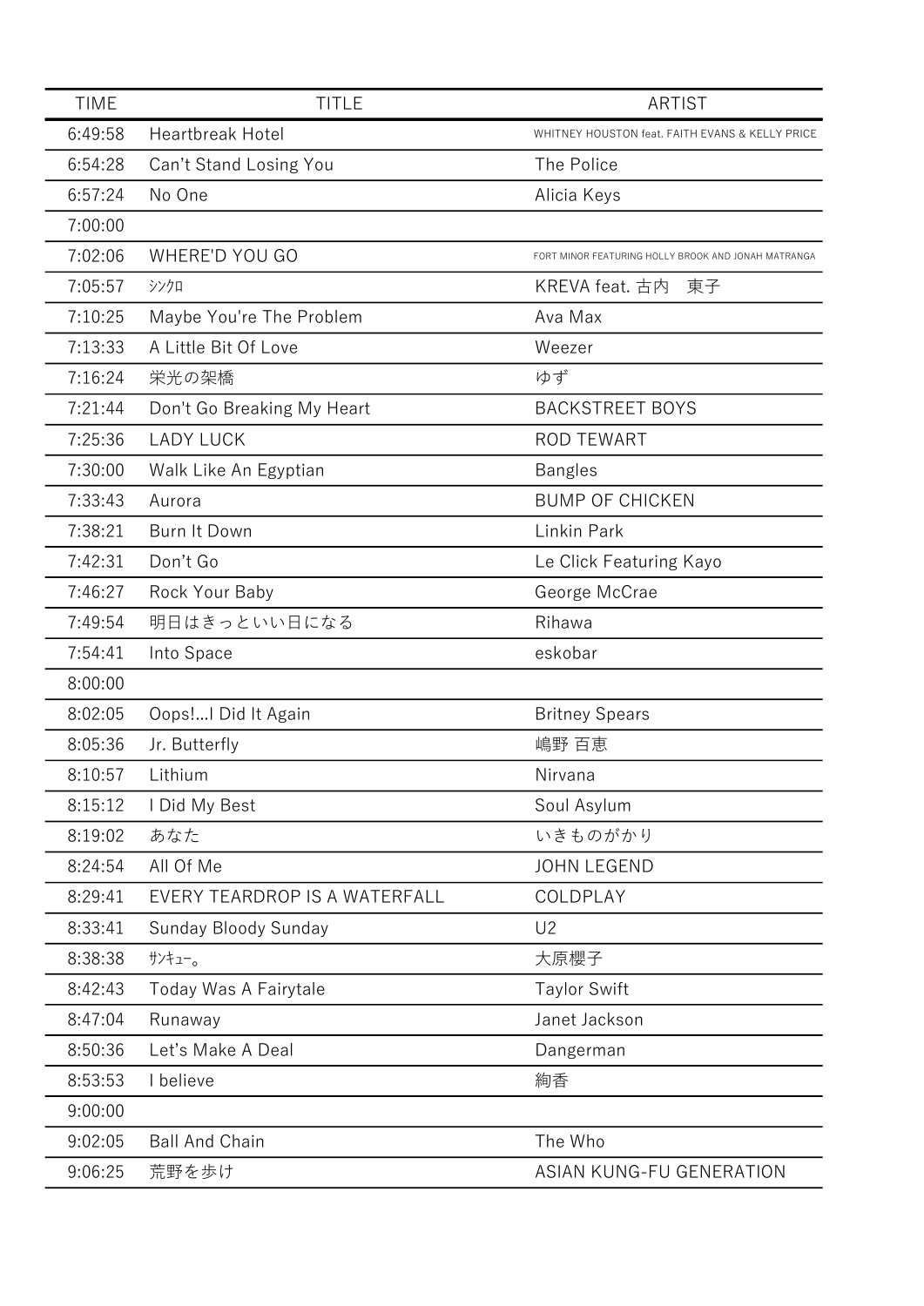| TIME | TITLE | ARTIST |
| --- | --- | --- |
| 6:49:58 | Heartbreak Hotel | WHITNEY HOUSTON feat. FAITH EVANS & KELLY PRICE |
| 6:54:28 | Can't Stand Losing You | The Police |
| 6:57:24 | No One | Alicia Keys |
| 7:00:00 | | |
| 7:02:06 | WHERE'D YOU GO | FORT MINOR FEATURING HOLLY BROOK AND JONAH MATRANGA |
| 7:05:57 | ｼﾝｸﾛ | KREVA feat. 古内　東子 |
| 7:10:25 | Maybe You're The Problem | Ava Max |
| 7:13:33 | A Little Bit Of Love | Weezer |
| 7:16:24 | 栄光の架橋 | ゆず |
| 7:21:44 | Don't Go Breaking My Heart | BACKSTREET BOYS |
| 7:25:36 | LADY LUCK | ROD TEWART |
| 7:30:00 | Walk Like An Egyptian | Bangles |
| 7:33:43 | Aurora | BUMP OF CHICKEN |
| 7:38:21 | Burn It Down | Linkin Park |
| 7:42:31 | Don't Go | Le Click Featuring Kayo |
| 7:46:27 | Rock Your Baby | George McCrae |
| 7:49:54 | 明日はきっといい日になる | Rihawa |
| 7:54:41 | Into Space | eskobar |
| 8:00:00 | | |
| 8:02:05 | Oops!...I Did It Again | Britney Spears |
| 8:05:36 | Jr. Butterfly | 嶋野 百恵 |
| 8:10:57 | Lithium | Nirvana |
| 8:15:12 | I Did My Best | Soul Asylum |
| 8:19:02 | あなた | いきものがかり |
| 8:24:54 | All Of Me | JOHN LEGEND |
| 8:29:41 | EVERY TEARDROP IS A WATERFALL | COLDPLAY |
| 8:33:41 | Sunday Bloody Sunday | U2 |
| 8:38:38 | ｻﾝｷｭｰ。 | 大原櫻子 |
| 8:42:43 | Today Was A Fairytale | Taylor Swift |
| 8:47:04 | Runaway | Janet Jackson |
| 8:50:36 | Let's Make A Deal | Dangerman |
| 8:53:53 | I believe | 絢香 |
| 9:00:00 | | |
| 9:02:05 | Ball And Chain | The Who |
| 9:06:25 | 荒野を歩け | ASIAN KUNG-FU GENERATION |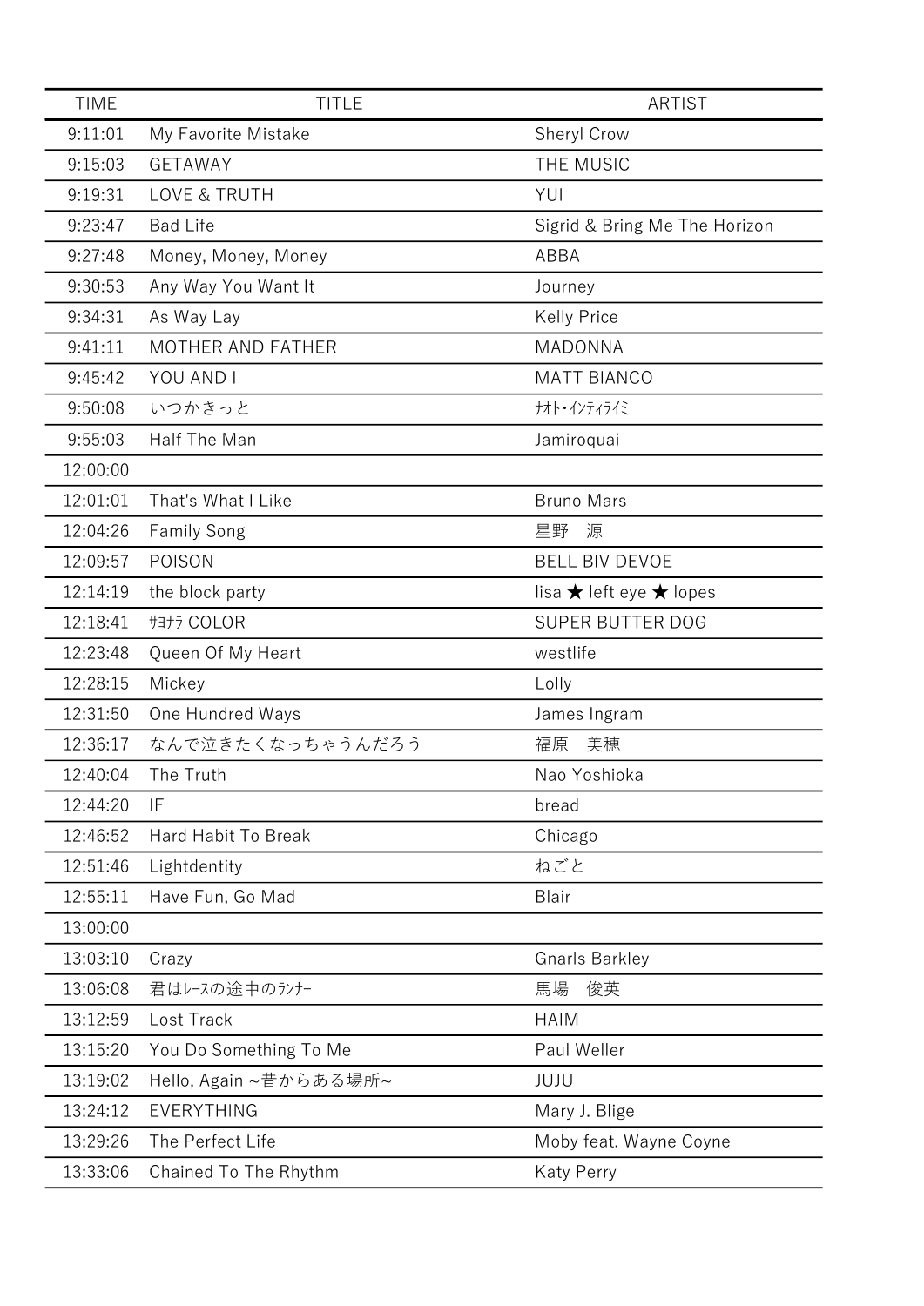| TIME | TITLE | ARTIST |
| --- | --- | --- |
| 9:11:01 | My Favorite Mistake | Sheryl Crow |
| 9:15:03 | GETAWAY | THE MUSIC |
| 9:19:31 | LOVE & TRUTH | YUI |
| 9:23:47 | Bad Life | Sigrid & Bring Me The Horizon |
| 9:27:48 | Money, Money, Money | ABBA |
| 9:30:53 | Any Way You Want It | Journey |
| 9:34:31 | As Way Lay | Kelly Price |
| 9:41:11 | MOTHER AND FATHER | MADONNA |
| 9:45:42 | YOU AND I | MATT BIANCO |
| 9:50:08 | いつかきっと | ﾅｵﾄ･ｲﾝﾃｨﾗｲﾐ |
| 9:55:03 | Half The Man | Jamiroquai |
| 12:00:00 | | |
| 12:01:01 | That's What I Like | Bruno Mars |
| 12:04:26 | Family Song | 星野　源 |
| 12:09:57 | POISON | BELL BIV DEVOE |
| 12:14:19 | the block party | lisa ★ left eye ★ lopes |
| 12:18:41 | ｻﾖﾅﾗ COLOR | SUPER BUTTER DOG |
| 12:23:48 | Queen Of My Heart | westlife |
| 12:28:15 | Mickey | Lolly |
| 12:31:50 | One Hundred Ways | James Ingram |
| 12:36:17 | なんで泣きたくなっちゃうんだろう | 福原　美穂 |
| 12:40:04 | The Truth | Nao Yoshioka |
| 12:44:20 | IF | bread |
| 12:46:52 | Hard Habit To Break | Chicago |
| 12:51:46 | Lightdentity | ねごと |
| 12:55:11 | Have Fun, Go Mad | Blair |
| 13:00:00 | | |
| 13:03:10 | Crazy | Gnarls Barkley |
| 13:06:08 | 君はﾚｰｽの途中のﾗﾝﾅｰ | 馬場　俊英 |
| 13:12:59 | Lost Track | HAIM |
| 13:15:20 | You Do Something To Me | Paul Weller |
| 13:19:02 | Hello, Again ~昔からある場所~ | JUJU |
| 13:24:12 | EVERYTHING | Mary J. Blige |
| 13:29:26 | The Perfect Life | Moby feat. Wayne Coyne |
| 13:33:06 | Chained To The Rhythm | Katy Perry |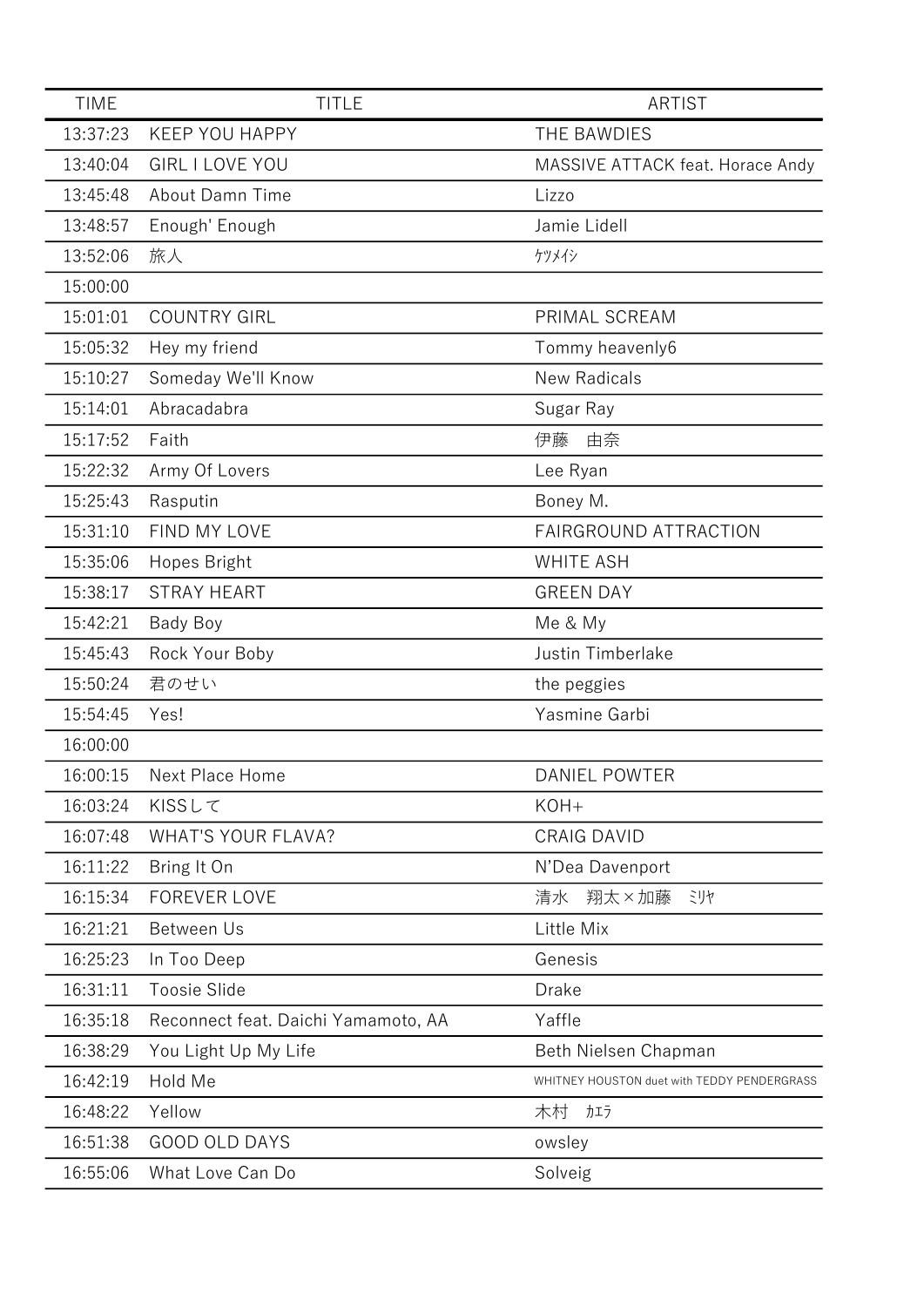| TIME | TITLE | ARTIST |
| --- | --- | --- |
| 13:37:23 | KEEP YOU HAPPY | THE BAWDIES |
| 13:40:04 | GIRL I LOVE YOU | MASSIVE ATTACK feat. Horace Andy |
| 13:45:48 | About Damn Time | Lizzo |
| 13:48:57 | Enough' Enough | Jamie Lidell |
| 13:52:06 | 旅人 | ｹﾂﾒｲｼ |
| 15:00:00 | | |
| 15:01:01 | COUNTRY GIRL | PRIMAL SCREAM |
| 15:05:32 | Hey my friend | Tommy heavenly6 |
| 15:10:27 | Someday We'll Know | New Radicals |
| 15:14:01 | Abracadabra | Sugar Ray |
| 15:17:52 | Faith | 伊藤　由奈 |
| 15:22:32 | Army Of Lovers | Lee Ryan |
| 15:25:43 | Rasputin | Boney M. |
| 15:31:10 | FIND MY LOVE | FAIRGROUND ATTRACTION |
| 15:35:06 | Hopes Bright | WHITE ASH |
| 15:38:17 | STRAY HEART | GREEN DAY |
| 15:42:21 | Bady Boy | Me & My |
| 15:45:43 | Rock Your Boby | Justin Timberlake |
| 15:50:24 | 君のせい | the peggies |
| 15:54:45 | Yes! | Yasmine Garbi |
| 16:00:00 | | |
| 16:00:15 | Next Place Home | DANIEL POWTER |
| 16:03:24 | KISSして | KOH+ |
| 16:07:48 | WHAT'S YOUR FLAVA? | CRAIG DAVID |
| 16:11:22 | Bring It On | N'Dea Davenport |
| 16:15:34 | FOREVER LOVE | 清水　翔太×加藤　ﾐﾘﾔ |
| 16:21:21 | Between Us | Little Mix |
| 16:25:23 | In Too Deep | Genesis |
| 16:31:11 | Toosie Slide | Drake |
| 16:35:18 | Reconnect feat. Daichi Yamamoto, AA | Yaffle |
| 16:38:29 | You Light Up My Life | Beth Nielsen Chapman |
| 16:42:19 | Hold Me | WHITNEY HOUSTON duet with TEDDY PENDERGRASS |
| 16:48:22 | Yellow | 木村　ｶｴﾗ |
| 16:51:38 | GOOD OLD DAYS | owsley |
| 16:55:06 | What Love Can Do | Solveig |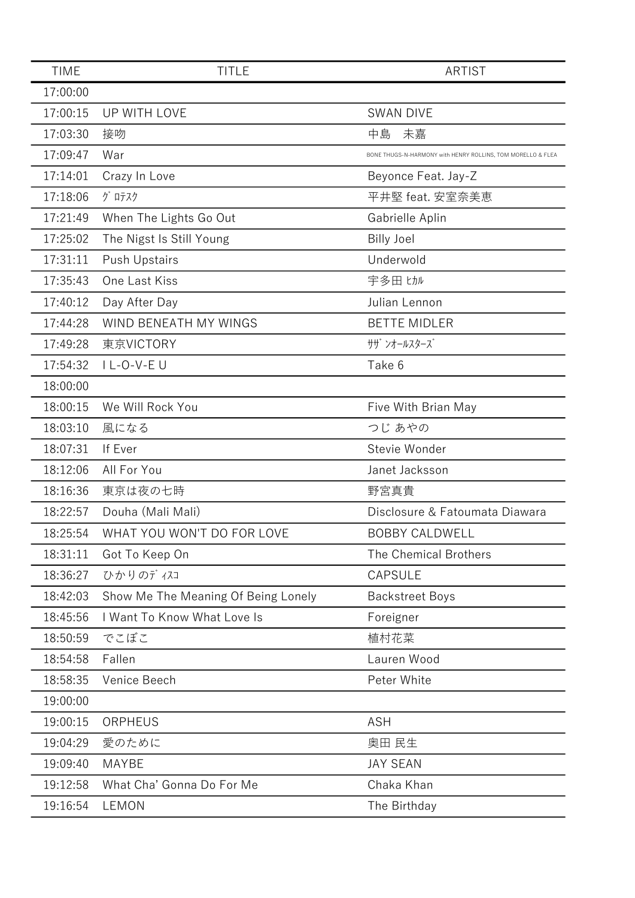| TIME | TITLE | ARTIST |
|---|---|---|
| 17:00:00 | | |
| 17:00:15 | UP WITH LOVE | SWAN DIVE |
| 17:03:30 | 接吻 | 中島　未嘉 |
| 17:09:47 | War | BONE THUGS-N-HARMONY with HENRY ROLLINS, TOM MORELLO & FLEA |
| 17:14:01 | Crazy In Love | Beyonce Feat. Jay-Z |
| 17:18:06 | ｸﾞﾛﾃｽｸ | 平井堅 feat. 安室奈美恵 |
| 17:21:49 | When The Lights Go Out | Gabrielle Aplin |
| 17:25:02 | The Nigst Is Still Young | Billy Joel |
| 17:31:11 | Push Upstairs | Underwold |
| 17:35:43 | One Last Kiss | 宇多田 ﾋｶﾙ |
| 17:40:12 | Day After Day | Julian Lennon |
| 17:44:28 | WIND BENEATH MY WINGS | BETTE MIDLER |
| 17:49:28 | 東京VICTORY | ｻｻﾞﾝｵｰﾙｽﾀｰｽﾞ |
| 17:54:32 | I L-O-V-E U | Take 6 |
| 18:00:00 | | |
| 18:00:15 | We Will Rock You | Five With Brian May |
| 18:03:10 | 風になる | つじ あやの |
| 18:07:31 | If Ever | Stevie Wonder |
| 18:12:06 | All For You | Janet Jacksson |
| 18:16:36 | 東京は夜の七時 | 野宮真貴 |
| 18:22:57 | Douha (Mali Mali) | Disclosure & Fatoumata Diawara |
| 18:25:54 | WHAT YOU WON'T DO FOR LOVE | BOBBY CALDWELL |
| 18:31:11 | Got To Keep On | The Chemical Brothers |
| 18:36:27 | ひかりのﾃﾞｨｽｺ | CAPSULE |
| 18:42:03 | Show Me The Meaning Of Being Lonely | Backstreet Boys |
| 18:45:56 | I Want To Know What Love Is | Foreigner |
| 18:50:59 | でこぼこ | 植村花菜 |
| 18:54:58 | Fallen | Lauren Wood |
| 18:58:35 | Venice Beech | Peter White |
| 19:00:00 | | |
| 19:00:15 | ORPHEUS | ASH |
| 19:04:29 | 愛のために | 奥田 民生 |
| 19:09:40 | MAYBE | JAY SEAN |
| 19:12:58 | What Cha' Gonna Do For Me | Chaka Khan |
| 19:16:54 | LEMON | The Birthday |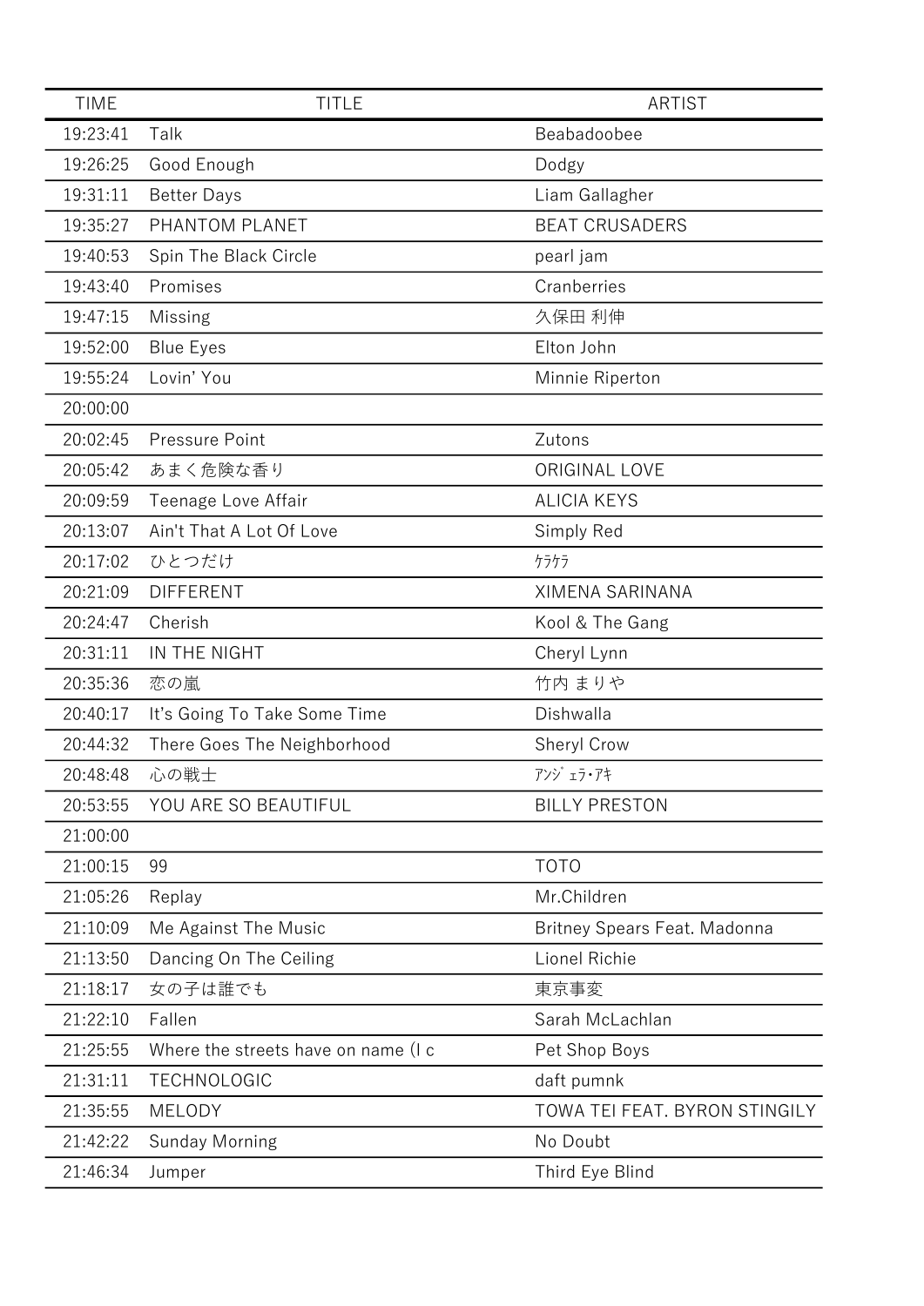| TIME | TITLE | ARTIST |
|---|---|---|
| 19:23:41 | Talk | Beabadoobee |
| 19:26:25 | Good Enough | Dodgy |
| 19:31:11 | Better Days | Liam Gallagher |
| 19:35:27 | PHANTOM PLANET | BEAT CRUSADERS |
| 19:40:53 | Spin The Black Circle | pearl jam |
| 19:43:40 | Promises | Cranberries |
| 19:47:15 | Missing | 久保田 利伸 |
| 19:52:00 | Blue Eyes | Elton John |
| 19:55:24 | Lovin' You | Minnie Riperton |
| 20:00:00 | | |
| 20:02:45 | Pressure Point | Zutons |
| 20:05:42 | あまく危険な香り | ORIGINAL LOVE |
| 20:09:59 | Teenage Love Affair | ALICIA KEYS |
| 20:13:07 | Ain't That A Lot Of Love | Simply Red |
| 20:17:02 | ひとつだけ | ｹﾗｹﾗ |
| 20:21:09 | DIFFERENT | XIMENA SARINANA |
| 20:24:47 | Cherish | Kool & The Gang |
| 20:31:11 | IN THE NIGHT | Cheryl Lynn |
| 20:35:36 | 恋の嵐 | 竹内 まりや |
| 20:40:17 | It's Going To Take Some Time | Dishwalla |
| 20:44:32 | There Goes The Neighborhood | Sheryl Crow |
| 20:48:48 | 心の戦士 | ｱﾝｼﾞｪﾗ･ｱｷ |
| 20:53:55 | YOU ARE SO BEAUTIFUL | BILLY PRESTON |
| 21:00:00 | | |
| 21:00:15 | 99 | TOTO |
| 21:05:26 | Replay | Mr.Children |
| 21:10:09 | Me Against The Music | Britney Spears Feat. Madonna |
| 21:13:50 | Dancing On The Ceiling | Lionel Richie |
| 21:18:17 | 女の子は誰でも | 東京事変 |
| 21:22:10 | Fallen | Sarah McLachlan |
| 21:25:55 | Where the streets have on name (I c | Pet Shop Boys |
| 21:31:11 | TECHNOLOGIC | daft pumnk |
| 21:35:55 | MELODY | TOWA TEI FEAT. BYRON STINGILY |
| 21:42:22 | Sunday Morning | No Doubt |
| 21:46:34 | Jumper | Third Eye Blind |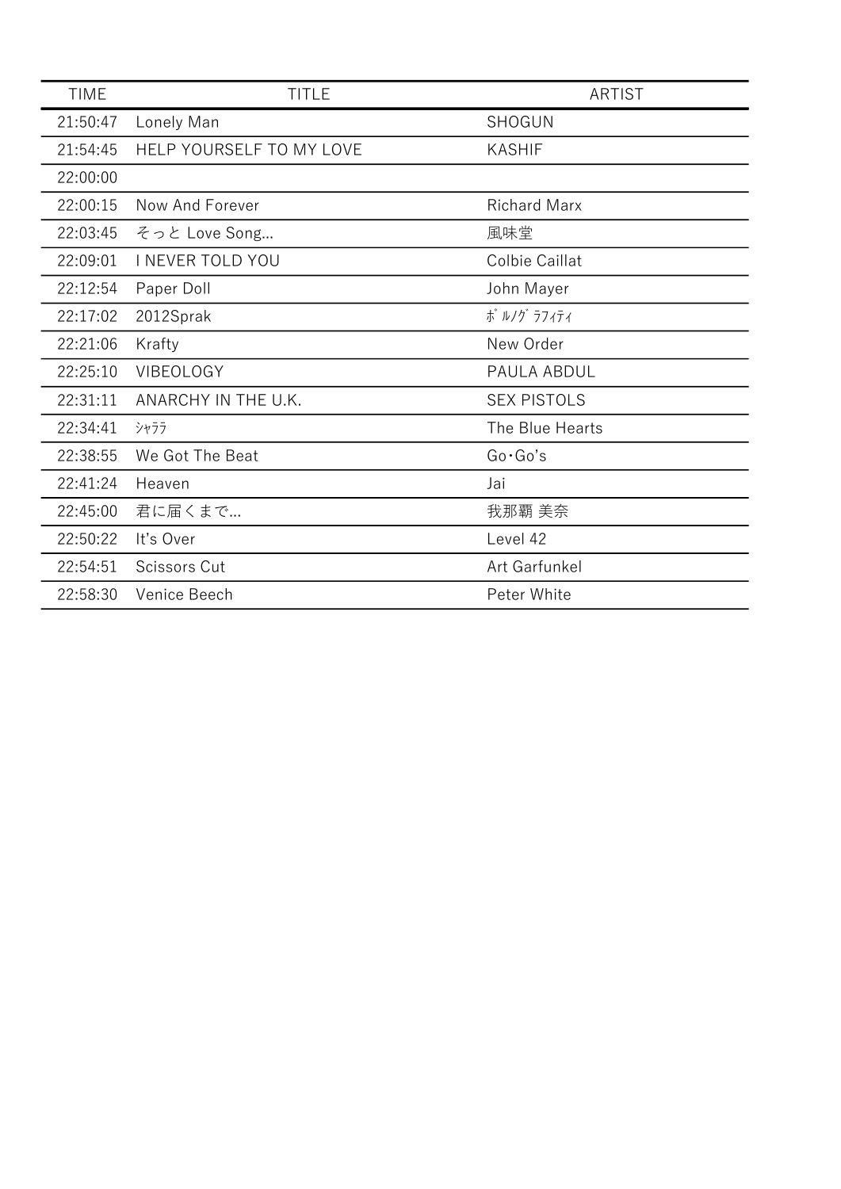| TIME | TITLE | ARTIST |
|---|---|---|
| 21:50:47 | Lonely Man | SHOGUN |
| 21:54:45 | HELP YOURSELF TO MY LOVE | KASHIF |
| 22:00:00 | | |
| 22:00:15 | Now And Forever | Richard Marx |
| 22:03:45 | そっと Love Song… | 風味堂 |
| 22:09:01 | I NEVER TOLD YOU | Colbie Caillat |
| 22:12:54 | Paper Doll | John Mayer |
| 22:17:02 | 2012Sprak | ﾎﾟﾙﾉｸﾞﾗﾌｨﾃｨ |
| 22:21:06 | Krafty | New Order |
| 22:25:10 | VIBEOLOGY | PAULA ABDUL |
| 22:31:11 | ANARCHY IN THE U.K. | SEX PISTOLS |
| 22:34:41 | ｼｬﾗﾗ | The Blue Hearts |
| 22:38:55 | We Got The Beat | Go･Go's |
| 22:41:24 | Heaven | Jai |
| 22:45:00 | 君に届くまで… | 我那覇 美奈 |
| 22:50:22 | It's Over | Level 42 |
| 22:54:51 | Scissors Cut | Art Garfunkel |
| 22:58:30 | Venice Beech | Peter White |